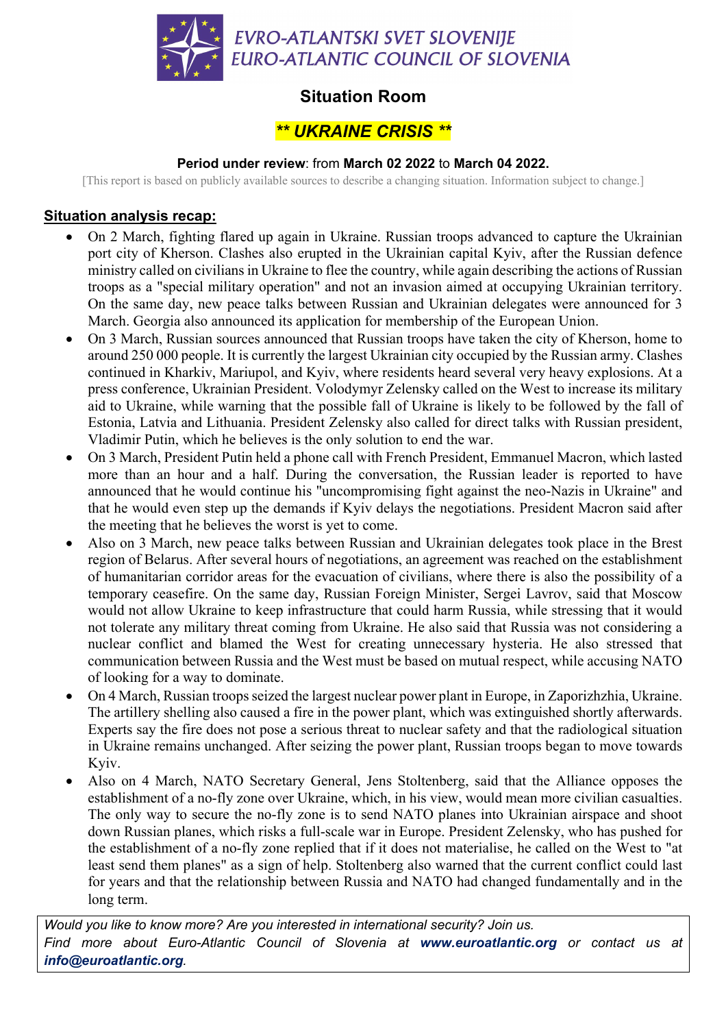EVRO-ATLANTSKI SVET SLOVENIJE
EURO-ATLANTIC COUNCIL OF SLOVENIA

# Situation Room

## *** UKRAINE CRISIS ***

**Period under review**: from **March 02 2022** to **March 04 2022.**

[This report is based on publicly available sources to describe a changing situation. Information subject to change.]

### Situation analysis recap:

- On 2 March, fighting flared up again in Ukraine. Russian troops advanced to capture the Ukrainian port city of Kherson. Clashes also erupted in the Ukrainian capital Kyiv, after the Russian defence ministry called on civilians in Ukraine to flee the country, while again describing the actions of Russian troops as a "special military operation" and not an invasion aimed at occupying Ukrainian territory. On the same day, new peace talks between Russian and Ukrainian delegates were announced for 3 March. Georgia also announced its application for membership of the European Union.
- On 3 March, Russian sources announced that Russian troops have taken the city of Kherson, home to around 250 000 people. It is currently the largest Ukrainian city occupied by the Russian army. Clashes continued in Kharkiv, Mariupol, and Kyiv, where residents heard several very heavy explosions. At a press conference, Ukrainian President. Volodymyr Zelensky called on the West to increase its military aid to Ukraine, while warning that the possible fall of Ukraine is likely to be followed by the fall of Estonia, Latvia and Lithuania. President Zelensky also called for direct talks with Russian president, Vladimir Putin, which he believes is the only solution to end the war.
- On 3 March, President Putin held a phone call with French President, Emmanuel Macron, which lasted more than an hour and a half. During the conversation, the Russian leader is reported to have announced that he would continue his "uncompromising fight against the neo-Nazis in Ukraine" and that he would even step up the demands if Kyiv delays the negotiations. President Macron said after the meeting that he believes the worst is yet to come.
- Also on 3 March, new peace talks between Russian and Ukrainian delegates took place in the Brest region of Belarus. After several hours of negotiations, an agreement was reached on the establishment of humanitarian corridor areas for the evacuation of civilians, where there is also the possibility of a temporary ceasefire. On the same day, Russian Foreign Minister, Sergei Lavrov, said that Moscow would not allow Ukraine to keep infrastructure that could harm Russia, while stressing that it would not tolerate any military threat coming from Ukraine. He also said that Russia was not considering a nuclear conflict and blamed the West for creating unnecessary hysteria. He also stressed that communication between Russia and the West must be based on mutual respect, while accusing NATO of looking for a way to dominate.
- On 4 March, Russian troops seized the largest nuclear power plant in Europe, in Zaporizhzhia, Ukraine. The artillery shelling also caused a fire in the power plant, which was extinguished shortly afterwards. Experts say the fire does not pose a serious threat to nuclear safety and that the radiological situation in Ukraine remains unchanged. After seizing the power plant, Russian troops began to move towards Kyiv.
- Also on 4 March, NATO Secretary General, Jens Stoltenberg, said that the Alliance opposes the establishment of a no-fly zone over Ukraine, which, in his view, would mean more civilian casualties. The only way to secure the no-fly zone is to send NATO planes into Ukrainian airspace and shoot down Russian planes, which risks a full-scale war in Europe. President Zelensky, who has pushed for the establishment of a no-fly zone replied that if it does not materialise, he called on the West to "at least send them planes" as a sign of help. Stoltenberg also warned that the current conflict could last for years and that the relationship between Russia and NATO had changed fundamentally and in the long term.

*Would you like to know more? Are you interested in international security? Join us. Find more about Euro-Atlantic Council of Slovenia at **www.euroatlantic.org** or contact us at **info@euroatlantic.org**.*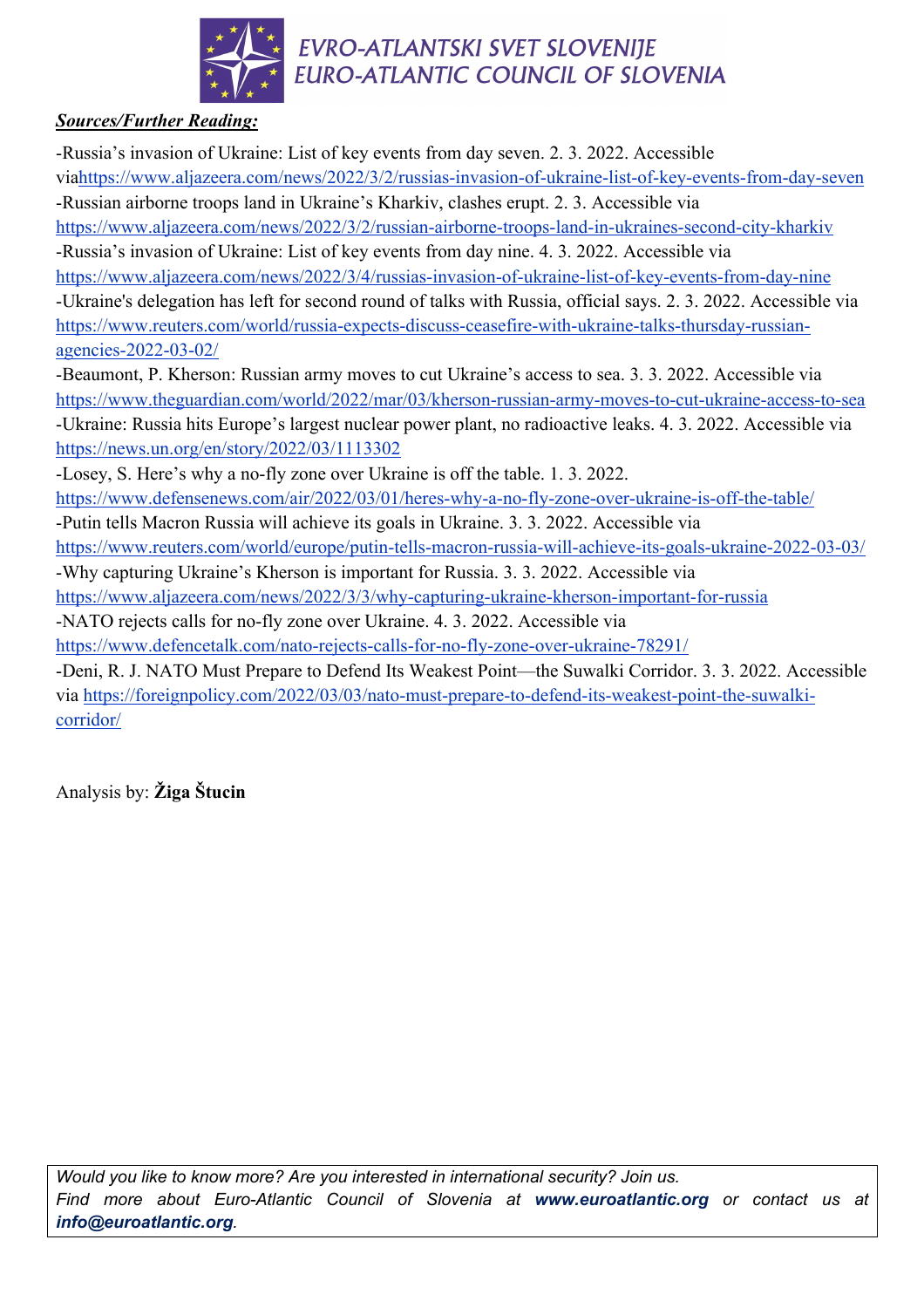***Sources/Further Reading:***

-Russia's invasion of Ukraine: List of key events from day seven. 2. 3. 2022. Accessible viahttps://www.aljazeera.com/news/2022/3/2/russias-invasion-of-ukraine-list-of-key-events-from-day-seven

-Russian airborne troops land in Ukraine's Kharkiv, clashes erupt. 2. 3. Accessible via https://www.aljazeera.com/news/2022/3/2/russian-airborne-troops-land-in-ukraines-second-city-kharkiv

-Russia's invasion of Ukraine: List of key events from day nine. 4. 3. 2022. Accessible via https://www.aljazeera.com/news/2022/3/4/russias-invasion-of-ukraine-list-of-key-events-from-day-nine

-Ukraine's delegation has left for second round of talks with Russia, official says. 2. 3. 2022. Accessible via https://www.reuters.com/world/russia-expects-discuss-ceasefire-with-ukraine-talks-thursday-russian-agencies-2022-03-02/

-Beaumont, P. Kherson: Russian army moves to cut Ukraine's access to sea. 3. 3. 2022. Accessible via https://www.theguardian.com/world/2022/mar/03/kherson-russian-army-moves-to-cut-ukraine-access-to-sea

-Ukraine: Russia hits Europe's largest nuclear power plant, no radioactive leaks. 4. 3. 2022. Accessible via https://news.un.org/en/story/2022/03/1113302

-Losey, S. Here's why a no-fly zone over Ukraine is off the table. 1. 3. 2022. https://www.defensenews.com/air/2022/03/01/heres-why-a-no-fly-zone-over-ukraine-is-off-the-table/

-Putin tells Macron Russia will achieve its goals in Ukraine. 3. 3. 2022. Accessible via https://www.reuters.com/world/europe/putin-tells-macron-russia-will-achieve-its-goals-ukraine-2022-03-03/

-Why capturing Ukraine's Kherson is important for Russia. 3. 3. 2022. Accessible via https://www.aljazeera.com/news/2022/3/3/why-capturing-ukraine-kherson-important-for-russia

-NATO rejects calls for no-fly zone over Ukraine. 4. 3. 2022. Accessible via https://www.defencetalk.com/nato-rejects-calls-for-no-fly-zone-over-ukraine-78291/

-Deni, R. J. NATO Must Prepare to Defend Its Weakest Point—the Suwalki Corridor. 3. 3. 2022. Accessible via https://foreignpolicy.com/2022/03/03/nato-must-prepare-to-defend-its-weakest-point-the-suwalki-corridor/

Analysis by: **Žiga Štucin**

*Would you like to know more? Are you interested in international security? Join us.*
*Find more about Euro-Atlantic Council of Slovenia at **www.euroatlantic.org** or contact us at **info@euroatlantic.org**.*